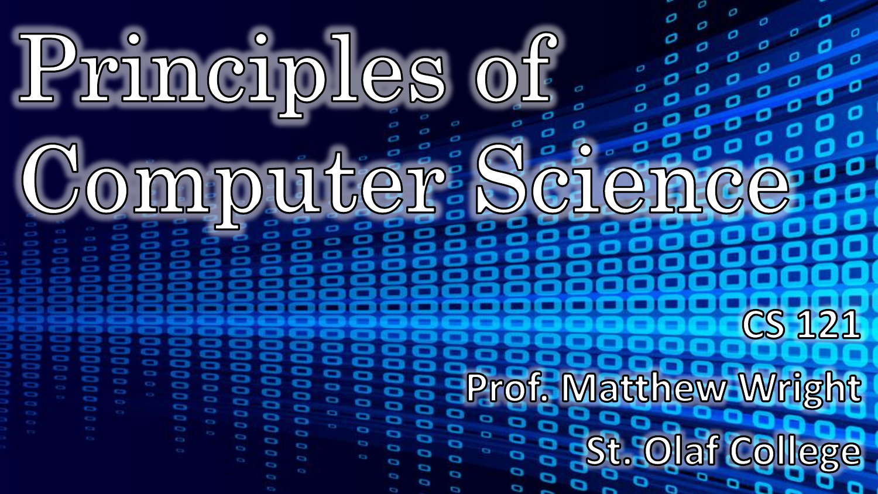# Principles of Computer Science

CS 121

Prof. Matthew Wright

St. Olaf College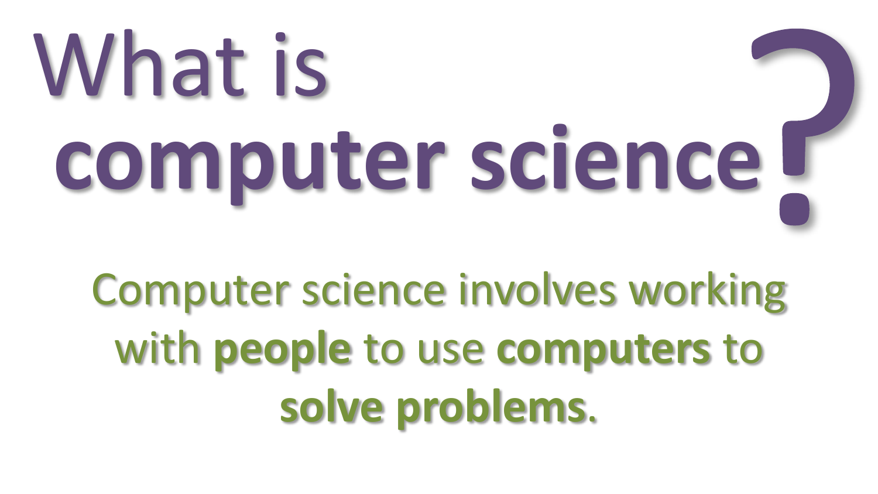# What is **computer science**?

Computer science involves working with **people** to use **computers** to **solve problems**.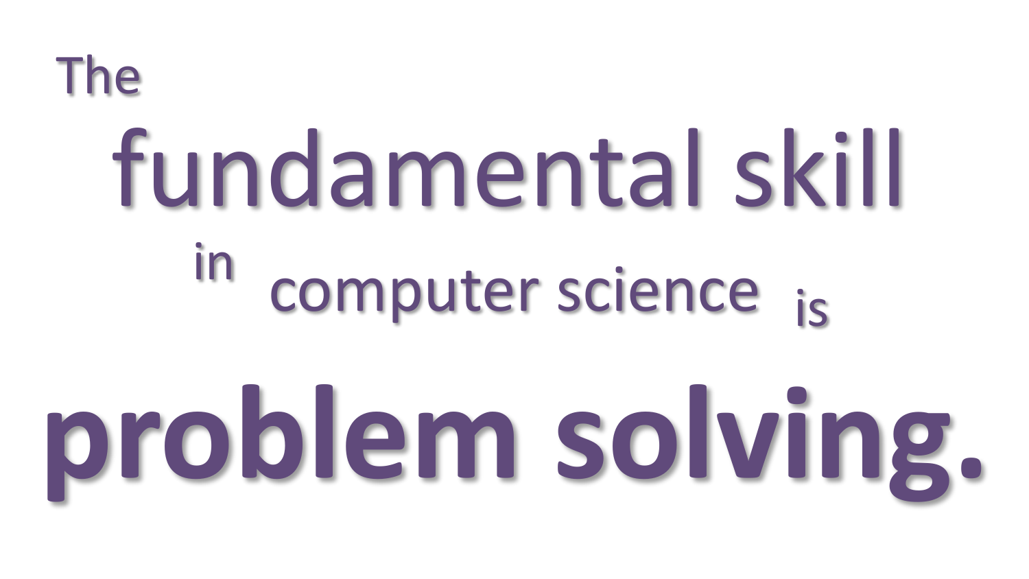The **fundamental skill** in computer science is

# **problem solving.**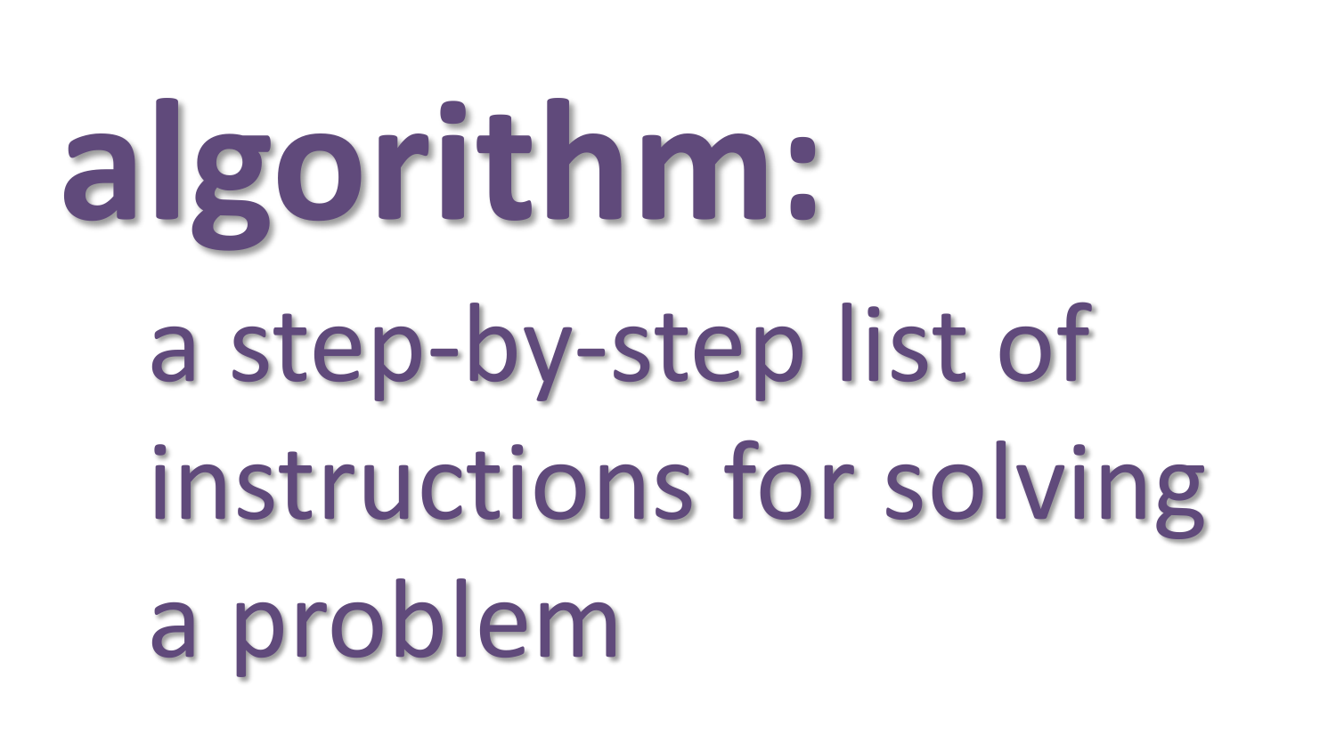# algorithm:

a step-by-step list of instructions for solving a problem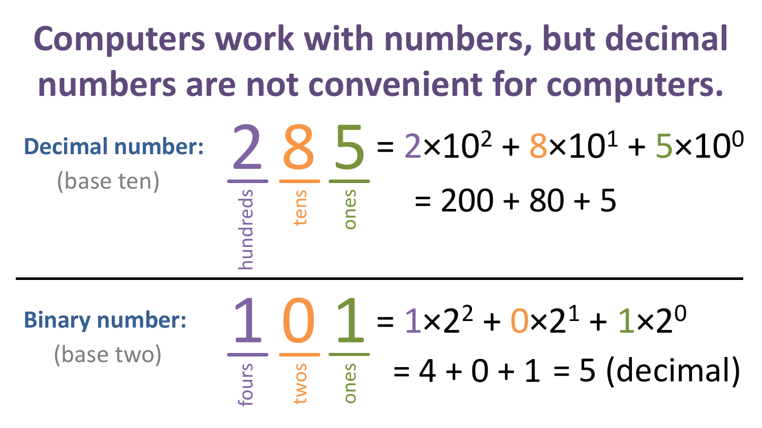# Computers work with numbers, but decimal numbers are not convenient for computers.

**Decimal number:** (base ten)

2 (hundreds) 8 (tens) 5 (ones)

$$285 = 2\times10^2 + 8\times10^1 + 5\times10^0$$

$$= 200 + 80 + 5$$

---

**Binary number:** (base two)

1 (fours) 0 (twos) 1 (ones)

$$101 = 1\times2^2 + 0\times2^1 + 1\times2^0$$

$$= 4 + 0 + 1 = 5 \text{ (decimal)}$$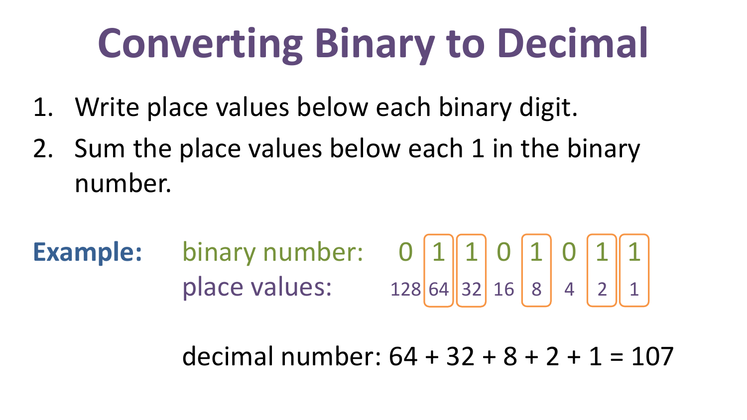# Converting Binary to Decimal

1. Write place values below each binary digit.
2. Sum the place values below each 1 in the binary number.

**Example:**

| | | | | | | | | |
|---|---|---|---|---|---|---|---|---|
| binary number: | 0 | 1 | 1 | 0 | 1 | 0 | 1 | 1 |
| place values: | 128 | 64 | 32 | 16 | 8 | 4 | 2 | 1 |

decimal number: 64 + 32 + 8 + 2 + 1 = 107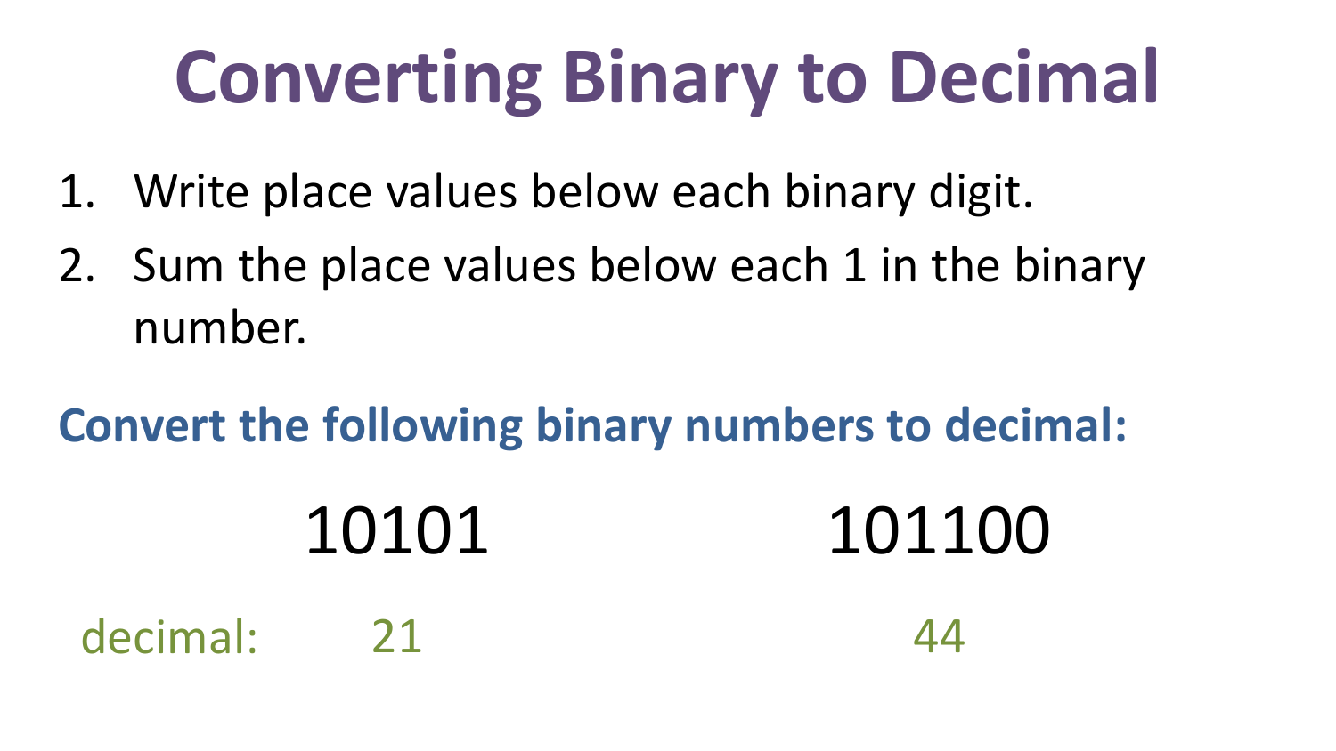# Converting Binary to Decimal

1. Write place values below each binary digit.
2. Sum the place values below each 1 in the binary number.

**Convert the following binary numbers to decimal:**

| | 10101 | 101100 |
|---|---|---|
| decimal: | 21 | 44 |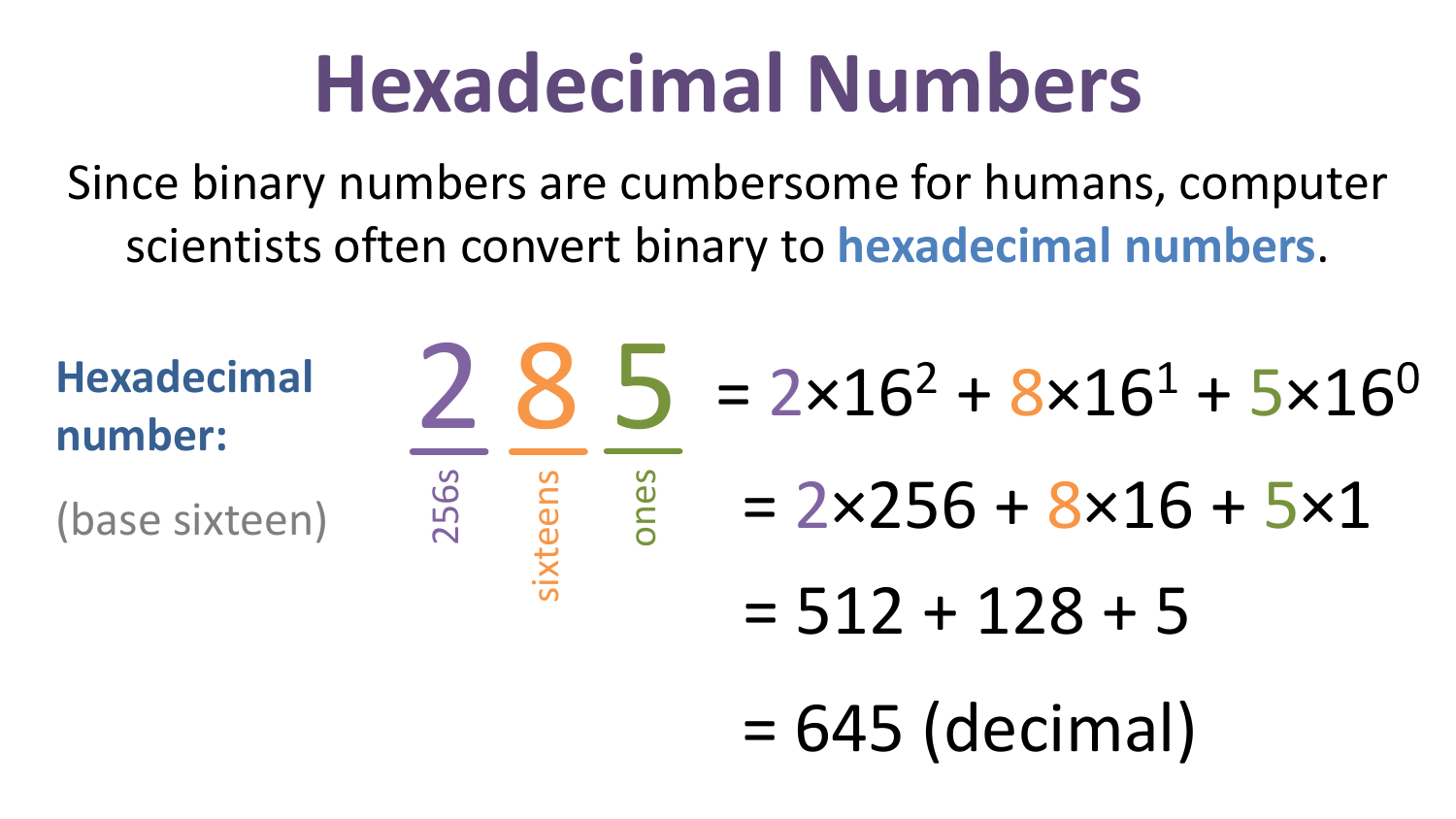# Hexadecimal Numbers

Since binary numbers are cumbersome for humans, computer scientists often convert binary to **hexadecimal numbers**.

**Hexadecimal number:**

(base sixteen)

| 2 | 8 | 5 |
|---|---|---|
| 256s | sixteens | ones |

$$= 2 \times 16^2 + 8 \times 16^1 + 5 \times 16^0$$

$$= 2 \times 256 + 8 \times 16 + 5 \times 1$$

$$= 512 + 128 + 5$$

$$= 645 \text{ (decimal)}$$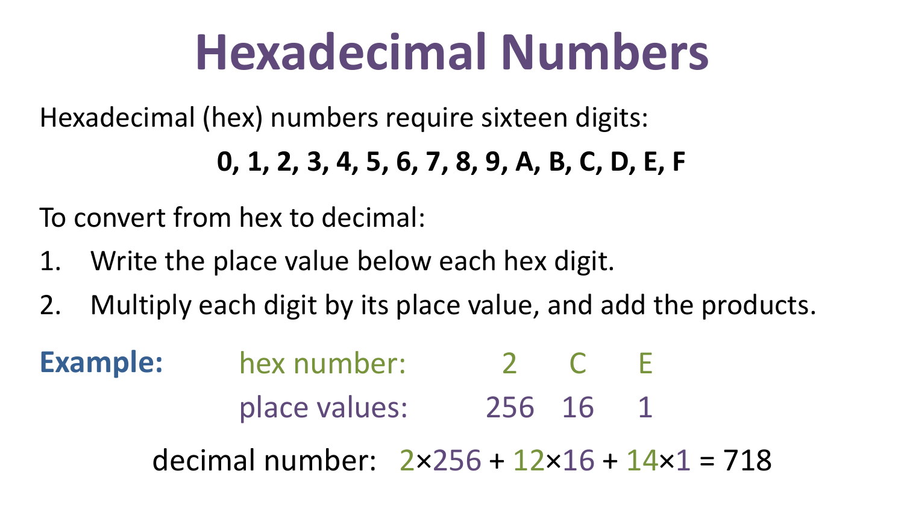# Hexadecimal Numbers

Hexadecimal (hex) numbers require sixteen digits:

**0, 1, 2, 3, 4, 5, 6, 7, 8, 9, A, B, C, D, E, F**

To convert from hex to decimal:

1. Write the place value below each hex digit.
2. Multiply each digit by its place value, and add the products.

**Example:**

| | | | |
|---|---|---|---|
| hex number: | 2 | C | E |
| place values: | 256 | 16 | 1 |

decimal number: $2 \times 256 + 12 \times 16 + 14 \times 1 = 718$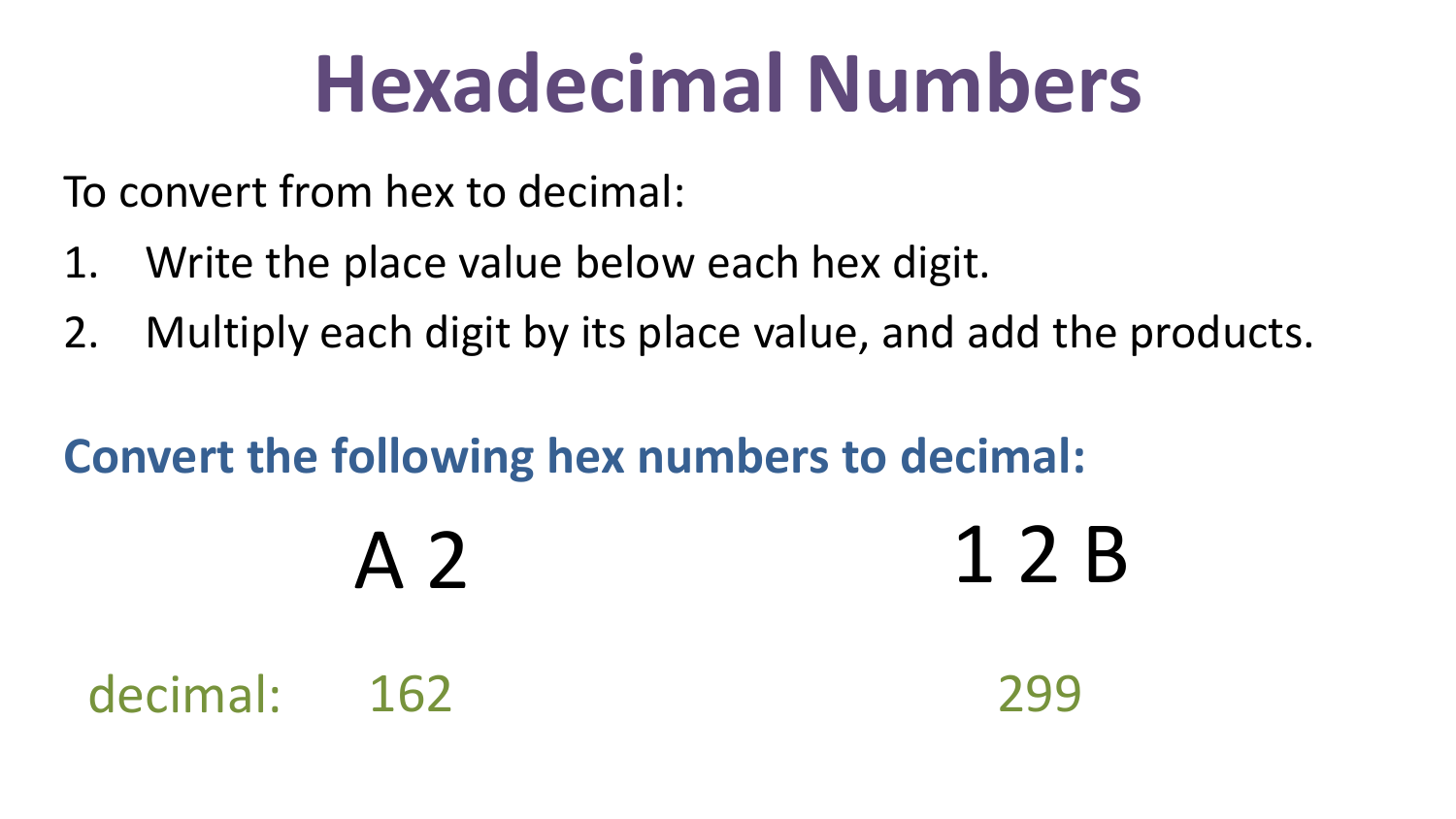# Hexadecimal Numbers

To convert from hex to decimal:

1. Write the place value below each hex digit.
2. Multiply each digit by its place value, and add the products.

**Convert the following hex numbers to decimal:**

| | A 2 | 1 2 B |
|---|---|---|
| decimal: | 162 | 299 |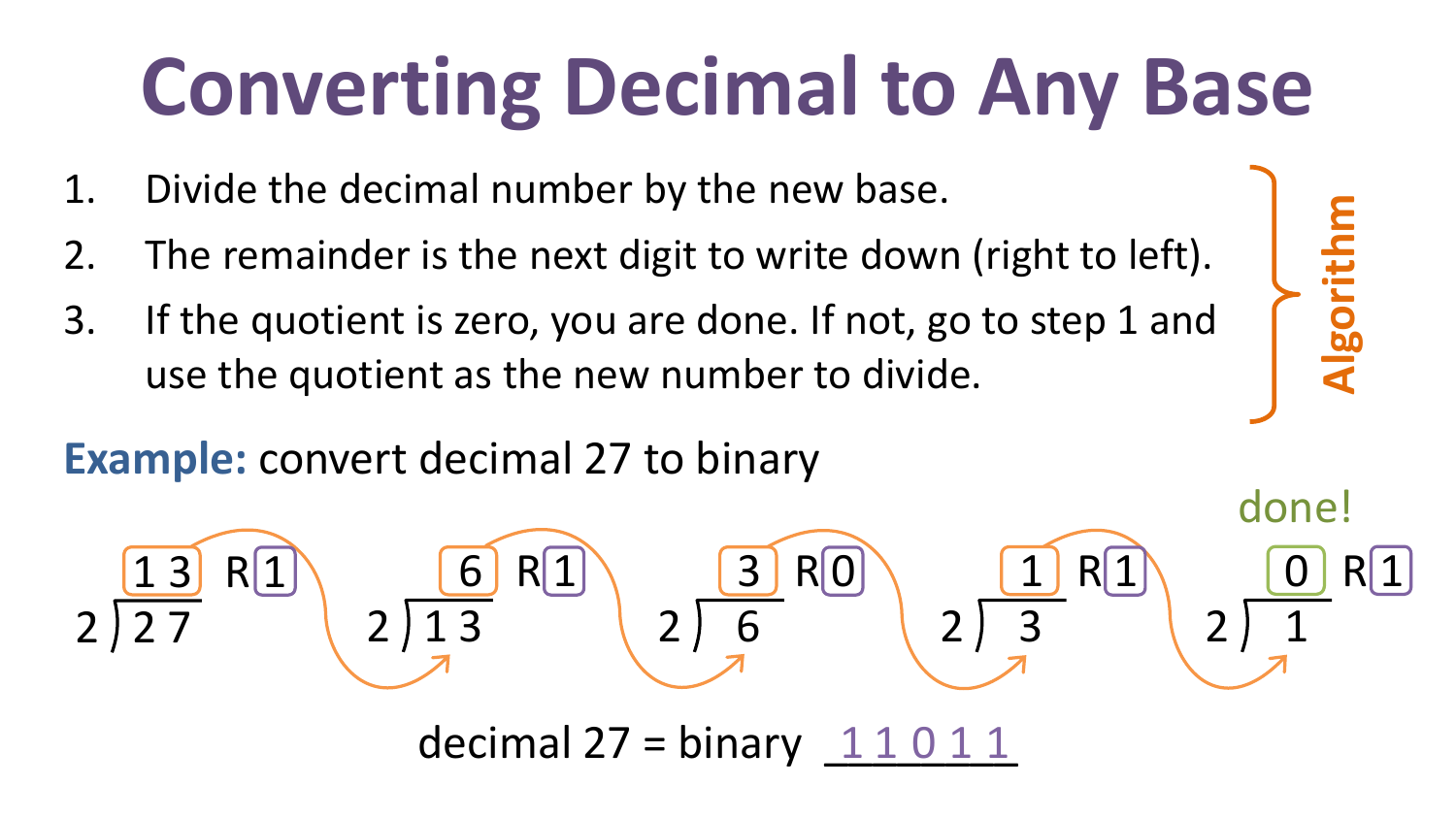# Converting Decimal to Any Base

**Algorithm**

1. Divide the decimal number by the new base.
2. The remainder is the next digit to write down (right to left).
3. If the quotient is zero, you are done. If not, go to step 1 and use the quotient as the new number to divide.

**Example:** convert decimal 27 to binary

- 27 ÷ 2 = 13 R 1
- 13 ÷ 2 = 6 R 1
- 6 ÷ 2 = 3 R 0
- 3 ÷ 2 = 1 R 1
- 1 ÷ 2 = 0 R 1 — done!

decimal 27 = binary 11011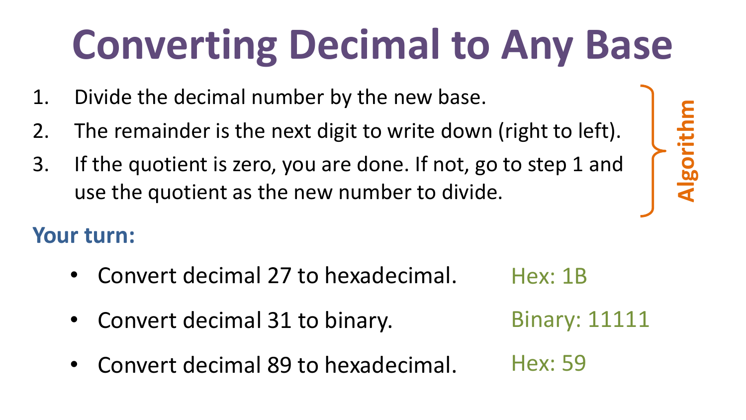# Converting Decimal to Any Base

1. Divide the decimal number by the new base.
2. The remainder is the next digit to write down (right to left).
3. If the quotient is zero, you are done. If not, go to step 1 and use the quotient as the new number to divide.

**Algorithm**

**Your turn:**

- Convert decimal 27 to hexadecimal. Hex: 1B
- Convert decimal 31 to binary. Binary: 11111
- Convert decimal 89 to hexadecimal. Hex: 59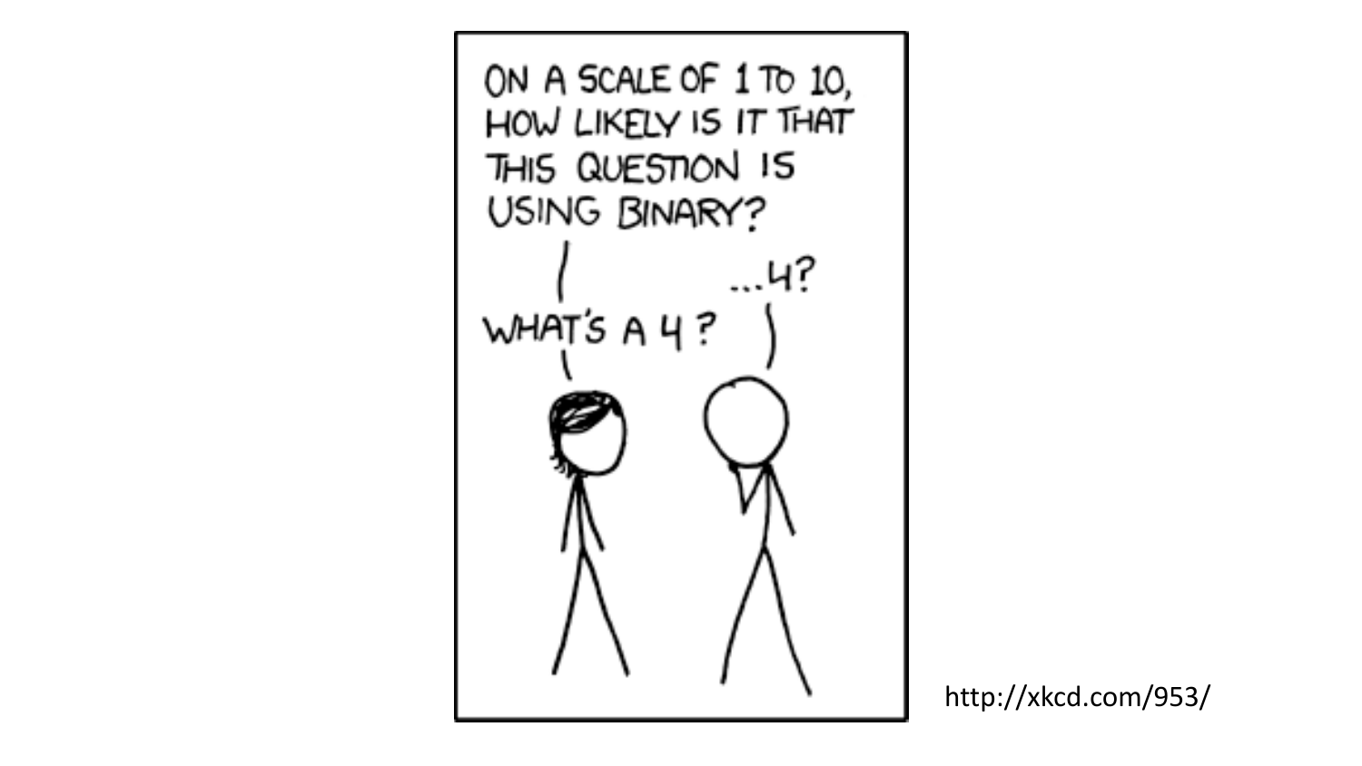ON A SCALE OF 1 TO 10, HOW LIKELY IS IT THAT THIS QUESTION IS USING BINARY?

WHAT'S A 4?

...4?

http://xkcd.com/953/